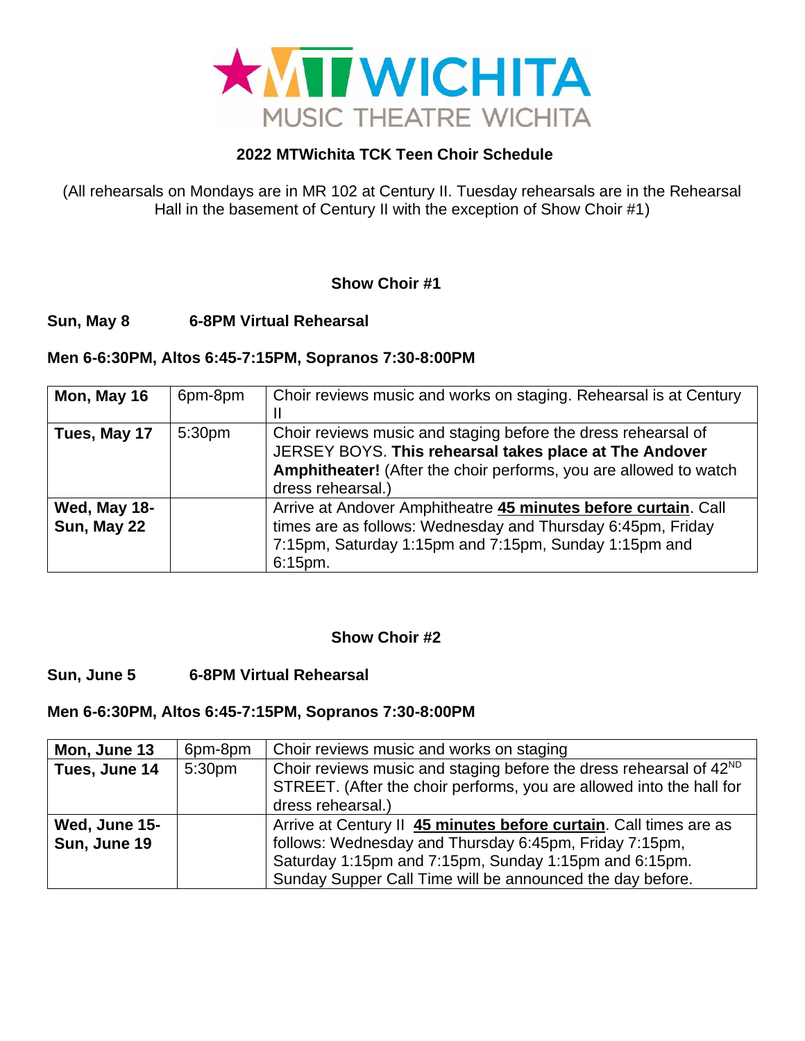MTWICHITA
MUSIC THEATRE WICHITA

# 2022 MTWichita TCK Teen Choir Schedule

(All rehearsals on Mondays are in MR 102 at Century II. Tuesday rehearsals are in the Rehearsal Hall in the basement of Century II with the exception of Show Choir #1)

## Show Choir #1

**Sun, May 8 6-8PM Virtual Rehearsal**

**Men 6-6:30PM, Altos 6:45-7:15PM, Sopranos 7:30-8:00PM**

| | | |
|---|---|---|
| **Mon, May 16** | 6pm-8pm | Choir reviews music and works on staging. Rehearsal is at Century II |
| **Tues, May 17** | 5:30pm | Choir reviews music and staging before the dress rehearsal of JERSEY BOYS. **This rehearsal takes place at The Andover Amphitheater!** (After the choir performs, you are allowed to watch dress rehearsal.) |
| **Wed, May 18-Sun, May 22** | | Arrive at Andover Amphitheatre **45 minutes before curtain**. Call times are as follows: Wednesday and Thursday 6:45pm, Friday 7:15pm, Saturday 1:15pm and 7:15pm, Sunday 1:15pm and 6:15pm. |

## Show Choir #2

**Sun, June 5 6-8PM Virtual Rehearsal**

**Men 6-6:30PM, Altos 6:45-7:15PM, Sopranos 7:30-8:00PM**

| | | |
|---|---|---|
| **Mon, June 13** | 6pm-8pm | Choir reviews music and works on staging |
| **Tues, June 14** | 5:30pm | Choir reviews music and staging before the dress rehearsal of 42ND STREET. (After the choir performs, you are allowed into the hall for dress rehearsal.) |
| **Wed, June 15-Sun, June 19** | | Arrive at Century II **45 minutes before curtain**. Call times are as follows: Wednesday and Thursday 6:45pm, Friday 7:15pm, Saturday 1:15pm and 7:15pm, Sunday 1:15pm and 6:15pm. Sunday Supper Call Time will be announced the day before. |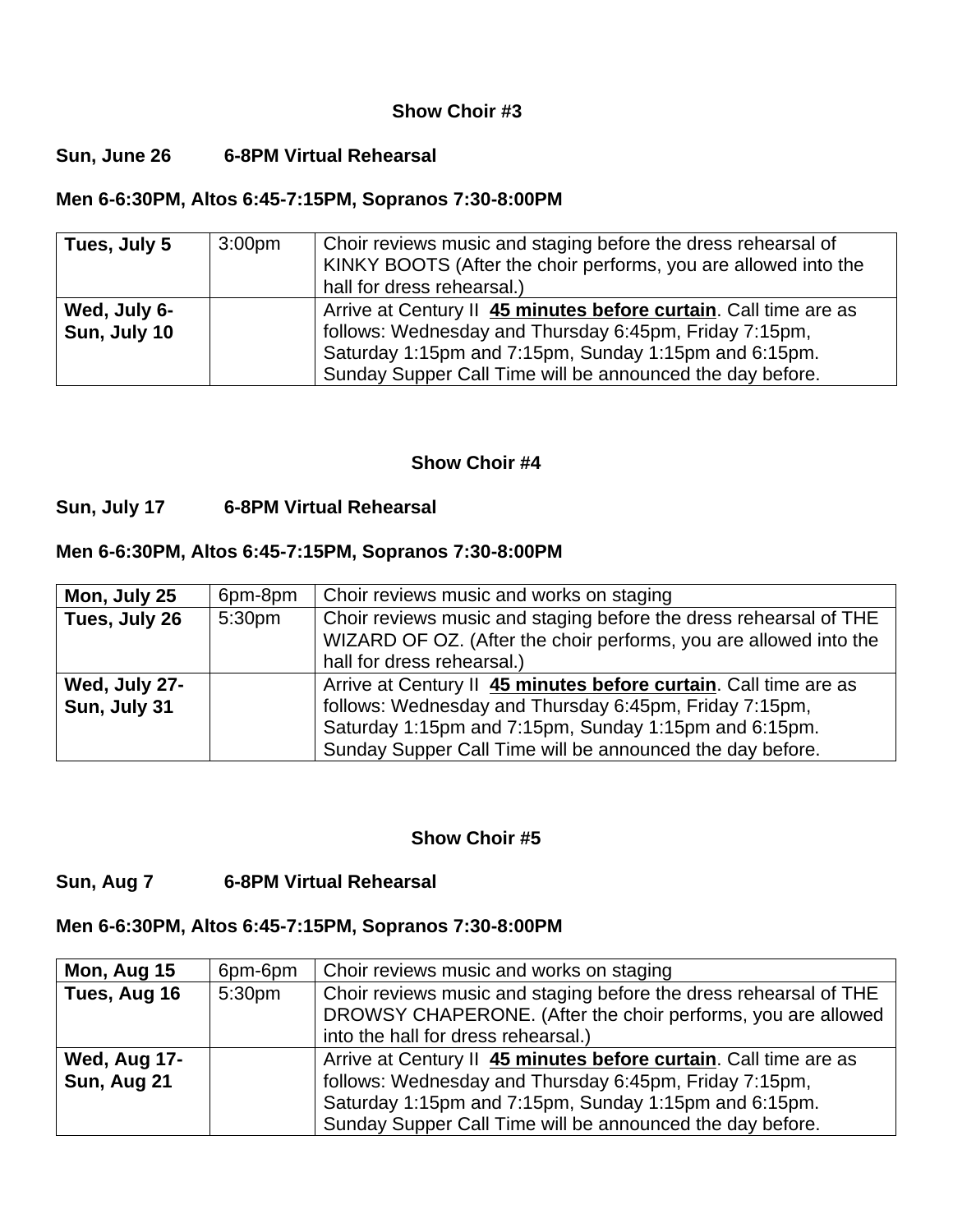### Show Choir #3

**Sun, June 26 6-8PM Virtual Rehearsal**

**Men 6-6:30PM, Altos 6:45-7:15PM, Sopranos 7:30-8:00PM**

| | | |
|---|---|---|
| **Tues, July 5** | 3:00pm | Choir reviews music and staging before the dress rehearsal of KINKY BOOTS (After the choir performs, you are allowed into the hall for dress rehearsal.) |
| **Wed, July 6- Sun, July 10** | | Arrive at Century II **45 minutes before curtain**. Call time are as follows: Wednesday and Thursday 6:45pm, Friday 7:15pm, Saturday 1:15pm and 7:15pm, Sunday 1:15pm and 6:15pm. Sunday Supper Call Time will be announced the day before. |

### Show Choir #4

**Sun, July 17 6-8PM Virtual Rehearsal**

**Men 6-6:30PM, Altos 6:45-7:15PM, Sopranos 7:30-8:00PM**

| | | |
|---|---|---|
| **Mon, July 25** | 6pm-8pm | Choir reviews music and works on staging |
| **Tues, July 26** | 5:30pm | Choir reviews music and staging before the dress rehearsal of THE WIZARD OF OZ. (After the choir performs, you are allowed into the hall for dress rehearsal.) |
| **Wed, July 27- Sun, July 31** | | Arrive at Century II **45 minutes before curtain**. Call time are as follows: Wednesday and Thursday 6:45pm, Friday 7:15pm, Saturday 1:15pm and 7:15pm, Sunday 1:15pm and 6:15pm. Sunday Supper Call Time will be announced the day before. |

### Show Choir #5

**Sun, Aug 7 6-8PM Virtual Rehearsal**

**Men 6-6:30PM, Altos 6:45-7:15PM, Sopranos 7:30-8:00PM**

| | | |
|---|---|---|
| **Mon, Aug 15** | 6pm-6pm | Choir reviews music and works on staging |
| **Tues, Aug 16** | 5:30pm | Choir reviews music and staging before the dress rehearsal of THE DROWSY CHAPERONE. (After the choir performs, you are allowed into the hall for dress rehearsal.) |
| **Wed, Aug 17- Sun, Aug 21** | | Arrive at Century II **45 minutes before curtain**. Call time are as follows: Wednesday and Thursday 6:45pm, Friday 7:15pm, Saturday 1:15pm and 7:15pm, Sunday 1:15pm and 6:15pm. Sunday Supper Call Time will be announced the day before. |